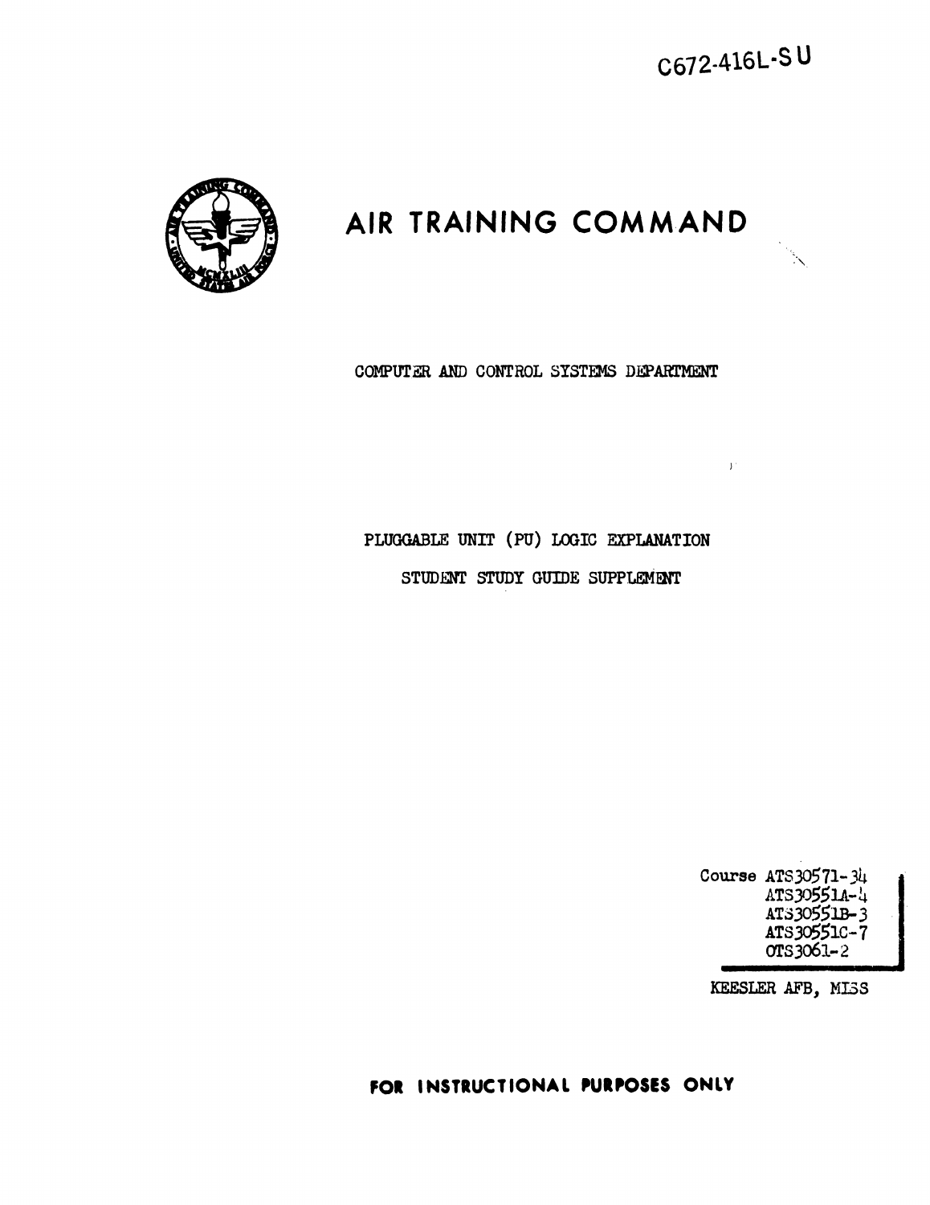C672-416L-SU

# AIR TRAINING COMMAND

COMPUTER AND CONTROL SYSTEMS DEPARTMENT

## PLUGGABLE UNIT (PU) LOGIC EXPLANATION

## STUDENT STUDY GUIDE SUPPLEMENT

Course ATS30571-34
ATS30551A-4
ATS30551B-3
ATS30551C-7
OTS3061-2

KEESLER AFB, MISS

**FOR INSTRUCTIONAL PURPOSES ONLY**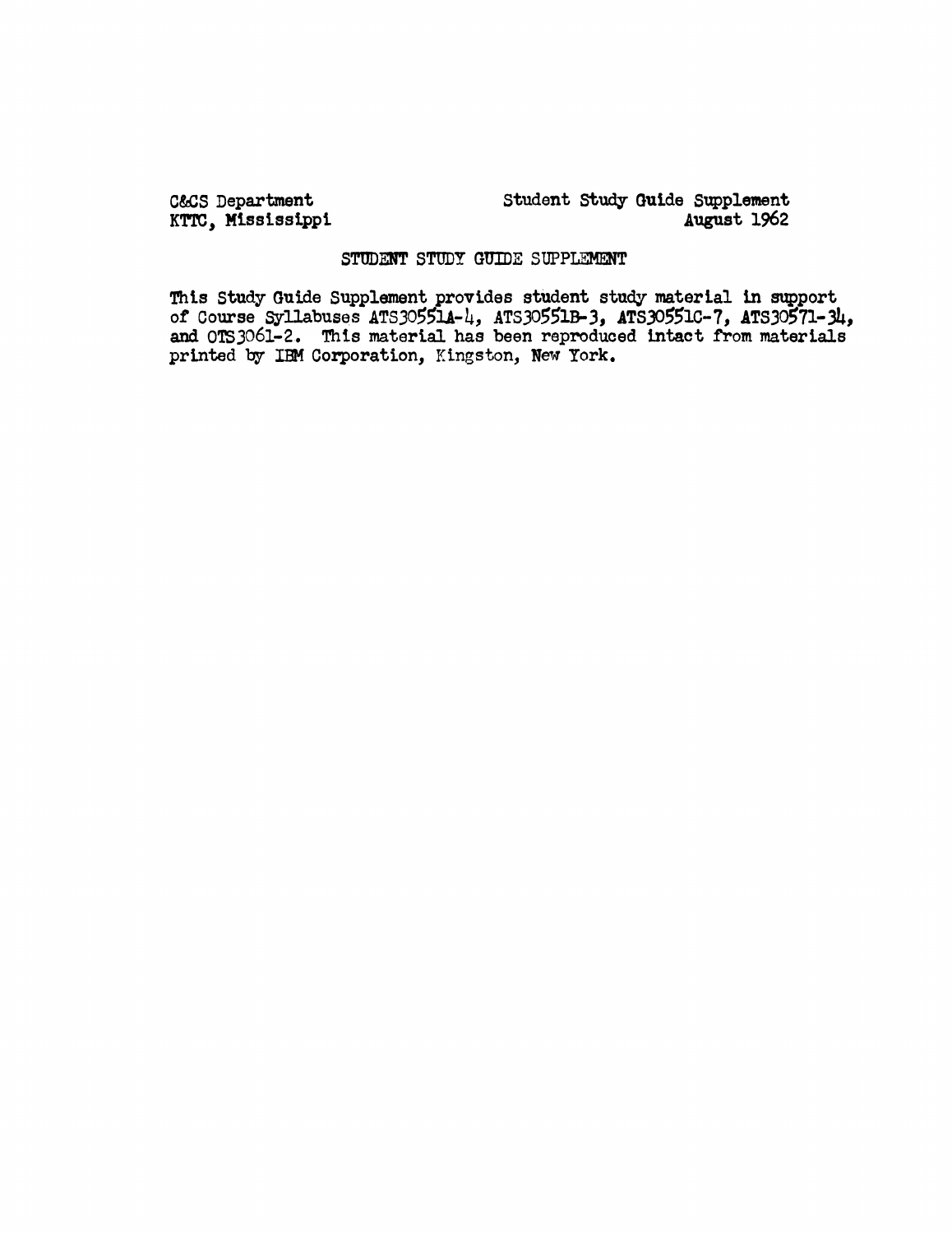C&CS Department
KTTC, Mississippi

Student Study Guide Supplement
August 1962

## STUDENT STUDY GUIDE SUPPLEMENT

This Study Guide Supplement provides student study material in support of Course Syllabuses ATS30551A-4, ATS30551B-3, ATS30551C-7, ATS30571-34, and OTS3061-2. This material has been reproduced intact from materials printed by IBM Corporation, Kingston, New York.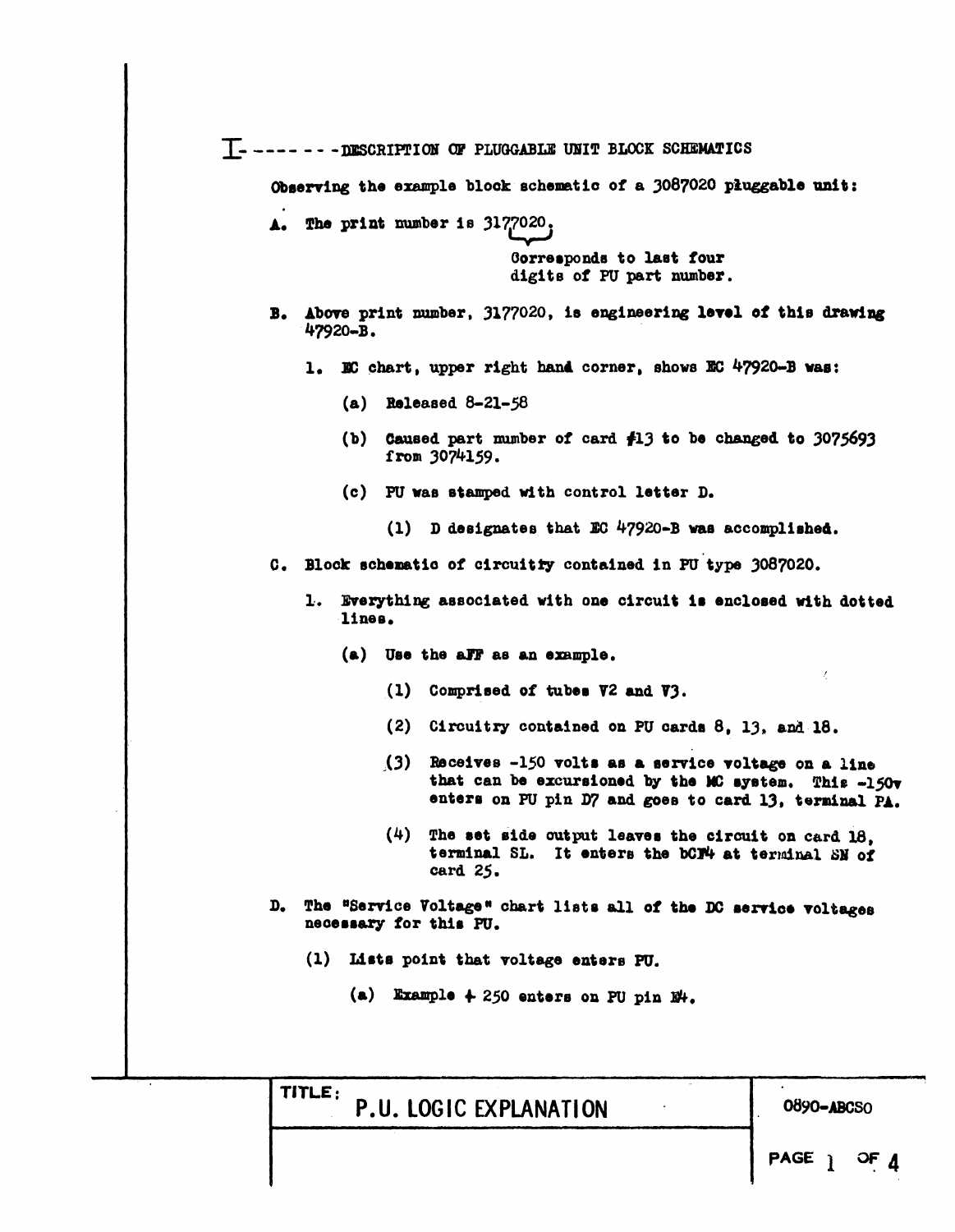# I--------DESCRIPTION OF PLUGGABLE UNIT BLOCK SCHEMATICS

Observing the example block schematic of a 3087020 pluggable unit:

A. The print number is 3177020.

   (7020 — Corresponds to last four digits of PU part number.)

B. Above print number, 3177020, is engineering level of this drawing 47920-B.

   1. EC chart, upper right hand corner, shows EC 47920-B was:

      (a) Released 8-21-58

      (b) Caused part number of card #13 to be changed to 3075693 from 3074159.

      (c) PU was stamped with control letter D.

         (1) D designates that EC 47920-B was accomplished.

C. Block schematic of circuitry contained in PU type 3087020.

   1. Everything associated with one circuit is enclosed with dotted lines.

      (a) Use the aFF as an example.

         (1) Comprised of tubes V2 and V3.

         (2) Circuitry contained on PU cards 8, 13, and 18.

         (3) Receives -150 volts as a service voltage on a line that can be excursioned by the MC system. This -150v enters on PU pin D7 and goes to card 13, terminal PA.

         (4) The set side output leaves the circuit on card 18, terminal SL. It enters the bCF4 at terminal SN of card 25.

D. The "Service Voltage" chart lists all of the DC service voltages necessary for this PU.

   (1) Lists point that voltage enters PU.

      (a) Example + 250 enters on PU pin E4.

TITLE: P.U. LOGIC EXPLANATION — 0890-ABCSO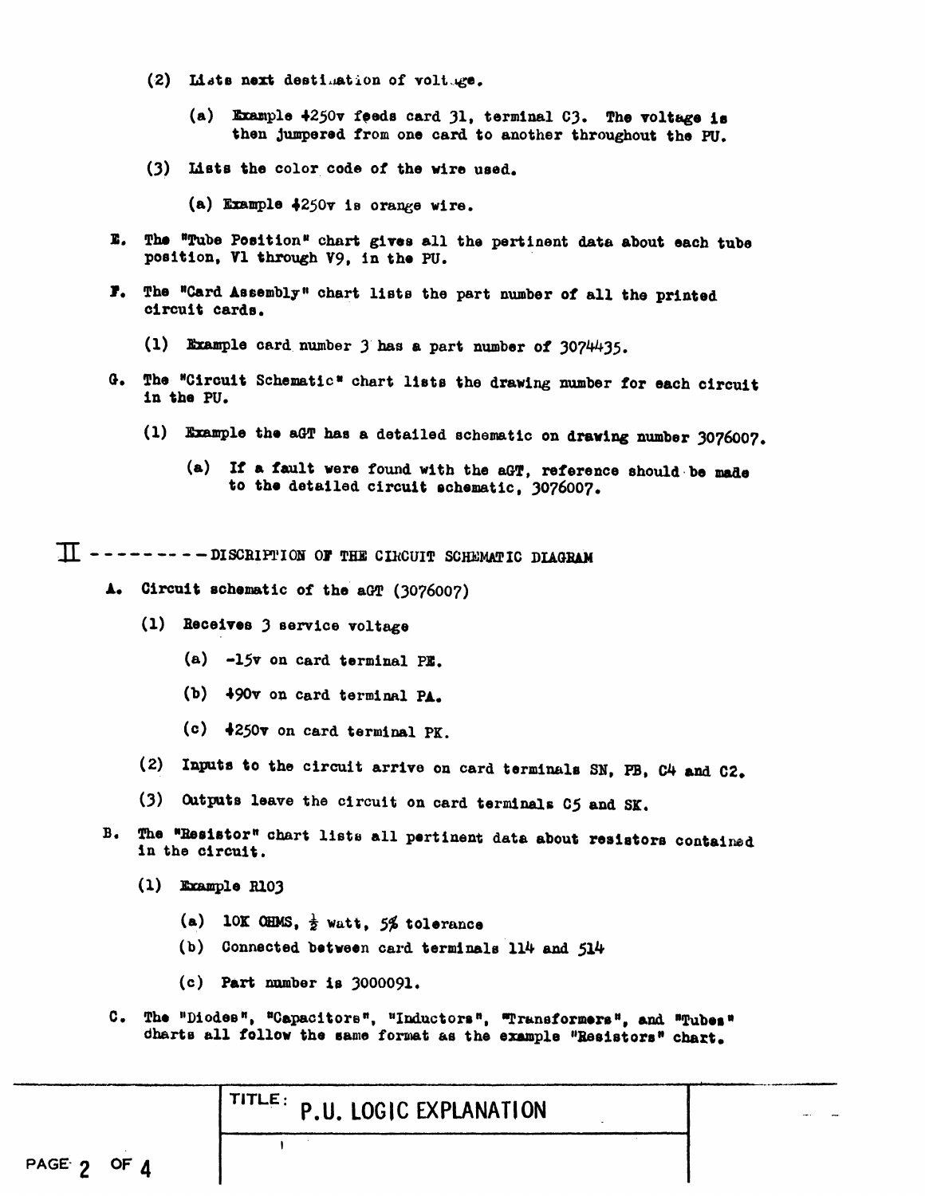(2) Lists next destination of voltage.

(a) Example +250v feeds card 31, terminal C3. The voltage is then jumpered from one card to another throughout the PU.

(3) Lists the color code of the wire used.

(a) Example +250v is orange wire.

E. The "Tube Position" chart gives all the pertinent data about each tube position, V1 through V9, in the PU.

F. The "Card Assembly" chart lists the part number of all the printed circuit cards.

(1) Example card number 3 has a part number of 3074435.

G. The "Circuit Schematic" chart lists the drawing number for each circuit in the PU.

(1) Example the aGT has a detailed schematic on drawing number 3076007.

(a) If a fault were found with the aGT, reference should be made to the detailed circuit schematic, 3076007.

## II ---------- DISCRIPTION OF THE CIRCUIT SCHEMATIC DIAGRAM

A. Circuit schematic of the aGT (3076007)

(1) Receives 3 service voltage

(a) -15v on card terminal PE.

(b) +90v on card terminal PA.

(c) +250v on card terminal PK.

(2) Inputs to the circuit arrive on card terminals SN, PB, C4 and C2.

(3) Outputs leave the circuit on card terminals C5 and SK.

B. The "Resistor" chart lists all pertinent data about resistors contained in the circuit.

(1) Example R103

(a) 10K OHMS, ½ watt, 5% tolerance

(b) Connected between card terminals 114 and 514

(c) Part number is 3000091.

C. The "Diodes", "Capacitors", "Inductors", "Transformers", and "Tubes" charts all follow the same format as the example "Resistors" chart.

TITLE: P.U. LOGIC EXPLANATION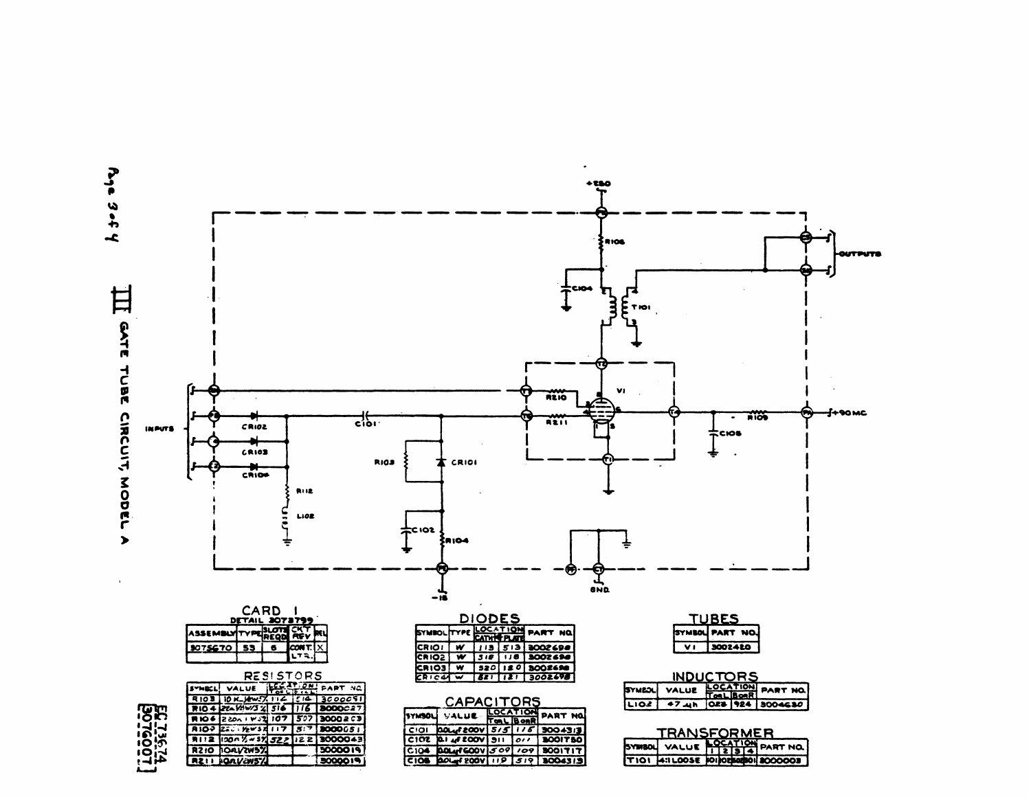# III GATE TUBE CIRCUIT, MODEL A

## CARD 1

DETAIL 3073799

| ASSEMBLY | TYPE | SLOTS REQD | CKT REV | REL |
|---|---|---|---|---|
| 3075670 | 53 | 6 | CONT. LTR. | X |

## DIODES

| SYMBOL | TYPE | LOCATION CATH | LOCATION PLATE | PART NO. |
|---|---|---|---|---|
| CR101 | W | 113 | 513 | 3002698 |
| CR102 | W | 518 | 118 | 3002698 |
| CR103 | W | 520 | 120 | 3002698 |
| CR104 | W | 521 | 121 | 3002698 |

## TUBES

| SYMBOL | PART NO. |
|---|---|
| V1 | 3002420 |

## RESISTORS

| SYMBOL | VALUE | LOCATION TOSL | LOCATION FILL | PART NO. |
|---|---|---|---|---|
| R103 | 10 K ½W5% | 112 | 514 | 3000051 |
| R104 | 22 K 1/2W 5% | 516 | 116 | 3000027 |
| R106 | 220 Ω 1W5% | 107 | 507 | 3000203 |
| R109 | 22 Ω ½W5% | 117 | 517 | 3000051 |
| R112 | 100 Ω ½W5% | 522 | 122 | 3000043 |
| R210 | 10 Ω 1/2W5% | | | 3000019 |
| R211 | 10 Ω 1/2W5% | | | 3000019 |

## CAPACITORS

| SYMBOL | VALUE | LOCATION TOSL | LOCATION BOR R | PART NO. |
|---|---|---|---|---|
| C101 | .001 μf 200V | 515 | 115 | 3004313 |
| C102 | 0.1 μf 200V | 511 | 011 | 3001750 |
| C104 | .001 μf 600V | 509 | 109 | 3001717 |
| C108 | .001 μf 200V | 119 | 519 | 3004313 |

## INDUCTORS

| SYMBOL | VALUE | LOCATION TOSL | LOCATION BOR R | PART NO. |
|---|---|---|---|---|
| L102 | 47 μh | 023 | 924 | 3004630 |

## TRANSFORMER

| SYMBOL | VALUE | LOCATION 1 | LOCATION 2 | LOCATION 3 | LOCATION 4 | PART NO. |
|---|---|---|---|---|---|---|
| T101 | 4:1 LOOSE | 101 | 102 | 502 | 501 | 3000003 |

EC 736.74
3076007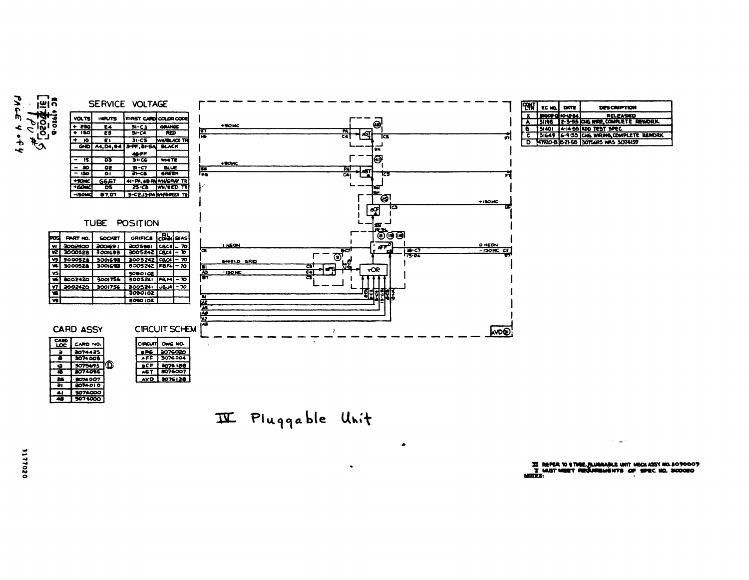EC 47920-B

3177020

PU #

PAGE 4 of 4

## SERVICE VOLTAGE

| VOLTS | INPUTS | FIRST CARD | COLOR CODE |
|---|---|---|---|
| + 250 | E4 | 31-C3 | ORANGE |
| + 150 | E3 | 31-C4 | RED |
| + 10 | E1 | 31-C5 | WH/BLACK TR |
| GND | A4, D4, 64 | 3-PF, 31-5A, 48-PF | BLACK |
| - 15 | D3 | 31-C6 | WHITE |
| - 30 | D2 | 31-C7 | BLUE |
| - 150 | D1 | 31-C8 | GREEN |
| +90MC | G6, G7 | 41-PA, 48-PA | WH/GRAY TR |
| +150MC | D5 | 25-C3 | WH/RED TR |
| -150MC | B7, D7 | 3-C2, 13-PA | WH/GREEN TR |

## TUBE POSITION

| POS | PART NO. | SOCKET | ORIFICE | RL CONN | BIAS |
|---|---|---|---|---|---|
| V1 | 3002400 | 3001691 | 3005361 | C8, C4 | - 70 |
| V2 | 3000528 | 3001693 | 3005242 | C8, C4 | - 70 |
| V3 | 3000528 | 3001693 | 3005242 | C8, C4 | - 70 |
| V4 | 3000528 | 3001693 | 3005242 | F8, F4 | - 70 |
| V5 | | | 3090102 | | |
| V6 | 3002420 | 3001756 | 3005241 | F8, F4 | - 70 |
| V7 | 3002420 | 3001756 | 3005241 | J8, J4 | - 70 |
| V8 | | | 3090102 | | |
| V9 | | | 8090102 | | |

## CARD ASSY

| CARD LOC | CARD NO. |
|---|---|
| 3 | 3074435 |
| 8 | 3074008 |
| 13 | 3075493 (D) |
| 18 | 3074096 |
| 25 | 3074007 |
| 31 | 3074010 |
| 41 | 3074000 |
| 48 | 3074000 |

## CIRCUIT SCHEM

| CIRCUIT | DWG NO. |
|---|---|
| ∂PG | 3076020 |
| AFF | 3076004 |
| ∂CF | 3076188 |
| AGT | 3076007 |
| AVD | 3076138 |

| CONT LTR | EC NO. | DATE | DESCRIPTION |
|---|---|---|---|
| X | 31002-D | 10-12-54 | RELEASED |
| A | 31198 | 2-5-55 | CHG WIRE, COMPLETE REWORK |
| B | 31401 | 4-14-55 | ADD TEST SPEC. |
| C | 31649 | 6-9-55 | CHG WIRING, COMPLETE REWORK |
| D | 47920-B | 8-21-58 | 3075493 WAS 3074159 |

B7, H6, +90MC, PA, C4, AGT, 48, C5, F7, SN, G6, F6, +90MC, PA, C4, AGT, 41, C5, F7, SN, SH, 25, ∂CF, C3, +150MC, D5, SN, 18-SL, 8, 13, 18, I NEON, C8, AFF, O NEON, -150MC, C7, B7, 18-C7, 13-PA, SHIELD GRID, B1, A3, -150MC, B7, C3, C4, C2, ∂PG, 3, γOR, A1, A2, A5, A6, A7, A8, AVD 31

IV Pluggable Unit

NOTES:
I MUST MEET REQUIREMENTS OF SPEC NO. 3100020
II REFER TO 9 TUBE PLUGGABLE UNIT MECH ASSY NO. 3090009